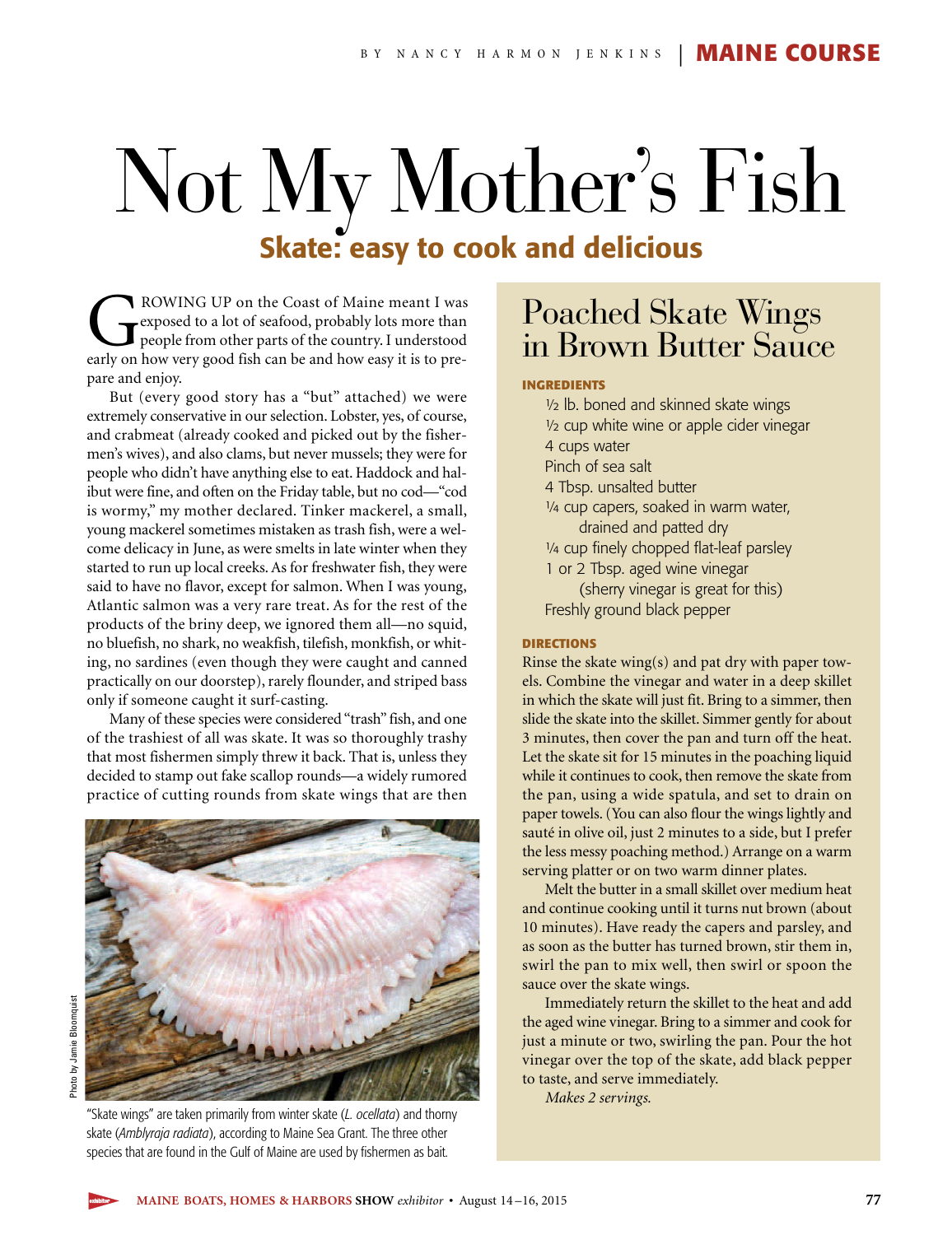# Not My Mother's Fish

## Skate: easy to cook and delicious

BY NANCY HARMON JENKINS | MAINE COURSE

GROWING UP on the Coast of Maine meant I was exposed to a lot of seafood, probably lots more than people from other parts of the country. I understood early on how very good fish can be and how easy it is to prepare and enjoy.

But (every good story has a "but" attached) we were extremely conservative in our selection. Lobster, yes, of course, and crabmeat (already cooked and picked out by the fishermen's wives), and also clams, but never mussels; they were for people who didn't have anything else to eat. Haddock and halibut were fine, and often on the Friday table, but no cod—"cod is wormy," my mother declared. Tinker mackerel, a small, young mackerel sometimes mistaken as trash fish, were a welcome delicacy in June, as were smelts in late winter when they started to run up local creeks. As for freshwater fish, they were said to have no flavor, except for salmon. When I was young, Atlantic salmon was a very rare treat. As for the rest of the products of the briny deep, we ignored them all—no squid, no bluefish, no shark, no weakfish, tilefish, monkfish, or whiting, no sardines (even though they were caught and canned practically on our doorstep), rarely flounder, and striped bass only if someone caught it surf-casting.

Many of these species were considered "trash" fish, and one of the trashiest of all was skate. It was so thoroughly trashy that most fishermen simply threw it back. That is, unless they decided to stamp out fake scallop rounds—a widely rumored practice of cutting rounds from skate wings that are then

Photo by Jamie Bloomquist

"Skate wings" are taken primarily from winter skate (*L. ocellata*) and thorny skate (*Amblyraja radiata*), according to Maine Sea Grant. The three other species that are found in the Gulf of Maine are used by fishermen as bait.

## Poached Skate Wings in Brown Butter Sauce

**INGREDIENTS**

- ½ lb. boned and skinned skate wings
- ½ cup white wine or apple cider vinegar
- 4 cups water
- Pinch of sea salt
- 4 Tbsp. unsalted butter
- ¼ cup capers, soaked in warm water, drained and patted dry
- ¼ cup finely chopped flat-leaf parsley
- 1 or 2 Tbsp. aged wine vinegar (sherry vinegar is great for this)
- Freshly ground black pepper

**DIRECTIONS**

Rinse the skate wing(s) and pat dry with paper towels. Combine the vinegar and water in a deep skillet in which the skate will just fit. Bring to a simmer, then slide the skate into the skillet. Simmer gently for about 3 minutes, then cover the pan and turn off the heat. Let the skate sit for 15 minutes in the poaching liquid while it continues to cook, then remove the skate from the pan, using a wide spatula, and set to drain on paper towels. (You can also flour the wings lightly and sauté in olive oil, just 2 minutes to a side, but I prefer the less messy poaching method.) Arrange on a warm serving platter or on two warm dinner plates.

Melt the butter in a small skillet over medium heat and continue cooking until it turns nut brown (about 10 minutes). Have ready the capers and parsley, and as soon as the butter has turned brown, stir them in, swirl the pan to mix well, then swirl or spoon the sauce over the skate wings.

Immediately return the skillet to the heat and add the aged wine vinegar. Bring to a simmer and cook for just a minute or two, swirling the pan. Pour the hot vinegar over the top of the skate, add black pepper to taste, and serve immediately.

*Makes 2 servings.*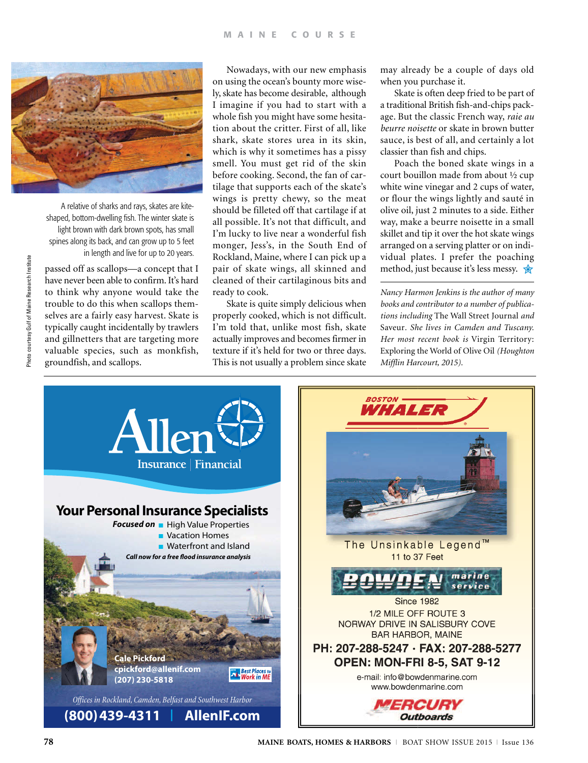A relative of sharks and rays, skates are kite-shaped, bottom-dwelling fish. The winter skate is light brown with dark brown spots, has small spines along its back, and can grow up to 5 feet in length and live for up to 20 years.

Photo courtesy Gulf of Maine Research Institute

passed off as scallops—a concept that I have never been able to confirm. It's hard to think why anyone would take the trouble to do this when scallops themselves are a fairly easy harvest. Skate is typically caught incidentally by trawlers and gillnetters that are targeting more valuable species, such as monkfish, groundfish, and scallops.

Nowadays, with our new emphasis on using the ocean's bounty more wisely, skate has become desirable, although I imagine if you had to start with a whole fish you might have some hesitation about the critter. First of all, like shark, skate stores urea in its skin, which is why it sometimes has a pissy smell. You must get rid of the skin before cooking. Second, the fan of cartilage that supports each of the skate's wings is pretty chewy, so the meat should be filleted off that cartilage if at all possible. It's not that difficult, and I'm lucky to live near a wonderful fish monger, Jess's, in the South End of Rockland, Maine, where I can pick up a pair of skate wings, all skinned and cleaned of their cartilaginous bits and ready to cook.

Skate is quite simply delicious when properly cooked, which is not difficult. I'm told that, unlike most fish, skate actually improves and becomes firmer in texture if it's held for two or three days. This is not usually a problem since skate may already be a couple of days old when you purchase it.

Skate is often deep fried to be part of a traditional British fish-and-chips package. But the classic French way, *raie au beurre noisette* or skate in brown butter sauce, is best of all, and certainly a lot classier than fish and chips.

Poach the boned skate wings in a court bouillon made from about ½ cup white wine vinegar and 2 cups of water, or flour the wings lightly and sauté in olive oil, just 2 minutes to a side. Either way, make a beurre noisette in a small skillet and tip it over the hot skate wings arranged on a serving platter or on individual plates. I prefer the poaching method, just because it's less messy.

*Nancy Harmon Jenkins is the author of many books and contributor to a number of publications including* The Wall Street Journal *and* Saveur. *She lives in Camden and Tuscany. Her most recent book is* Virgin Territory: Exploring the World of Olive Oil *(Houghton Mifflin Harcourt, 2015).*

---

**Allen Insurance | Financial**

**Your Personal Insurance Specialists**

***Focused on***
- High Value Properties
- Vacation Homes
- Waterfront and Island

***Call now for a free flood insurance analysis***

**Cale Pickford**
**cpickford@allenif.com**
**(207) 230-5818**

Best Places to Work in ME

*Offices in Rockland, Camden, Belfast and Southwest Harbor*

**(800) 439-4311 | AllenIF.com**

---

**BOSTON WHALER**

The Unsinkable Legend™
11 to 37 Feet

**BOWDEN marine service**

Since 1982
1/2 MILE OFF ROUTE 3
NORWAY DRIVE IN SALISBURY COVE
BAR HARBOR, MAINE

**PH: 207-288-5247 · FAX: 207-288-5277**
**OPEN: MON-FRI 8-5, SAT 9-12**

e-mail: info@bowdenmarine.com
www.bowdenmarine.com

**MERCURY Outboards**